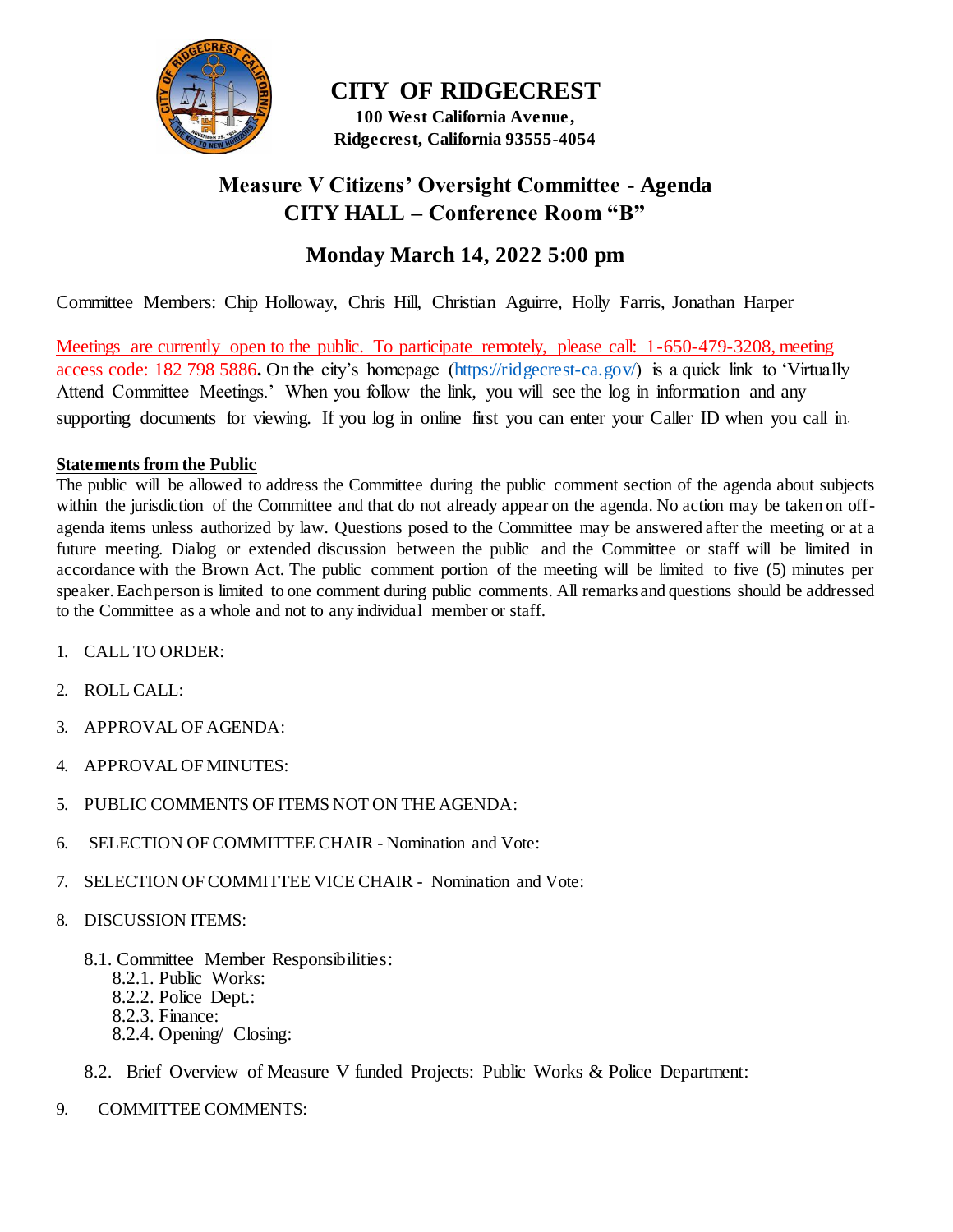# CITY OF RIDGECREST

**100 West California Avenue,**
**Ridgecrest, California 93555-4054**

## Measure V Citizens' Oversight Committee - Agenda
## CITY HALL – Conference Room "B"

## Monday March 14, 2022 5:00 pm

Committee Members: Chip Holloway, Chris Hill, Christian Aguirre, Holly Farris, Jonathan Harper

Meetings are currently open to the public. To participate remotely, please call: 1-650-479-3208, meeting access code: 182 798 5886**.** On the city's homepage (https://ridgecrest-ca.gov/) is a quick link to 'Virtually Attend Committee Meetings.' When you follow the link, you will see the log in information and any supporting documents for viewing. If you log in online first you can enter your Caller ID when you call in.

**Statements from the Public**

The public will be allowed to address the Committee during the public comment section of the agenda about subjects within the jurisdiction of the Committee and that do not already appear on the agenda. No action may be taken on off-agenda items unless authorized by law. Questions posed to the Committee may be answered after the meeting or at a future meeting. Dialog or extended discussion between the public and the Committee or staff will be limited in accordance with the Brown Act. The public comment portion of the meeting will be limited to five (5) minutes per speaker. Each person is limited to one comment during public comments. All remarks and questions should be addressed to the Committee as a whole and not to any individual member or staff.

1. CALL TO ORDER:
2. ROLL CALL:
3. APPROVAL OF AGENDA:
4. APPROVAL OF MINUTES:
5. PUBLIC COMMENTS OF ITEMS NOT ON THE AGENDA:
6. SELECTION OF COMMITTEE CHAIR - Nomination and Vote:
7. SELECTION OF COMMITTEE VICE CHAIR - Nomination and Vote:
8. DISCUSSION ITEMS:

   8.1. Committee Member Responsibilities:
      - 8.2.1. Public Works:
      - 8.2.2. Police Dept.:
      - 8.2.3. Finance:
      - 8.2.4. Opening/ Closing:

   8.2. Brief Overview of Measure V funded Projects: Public Works & Police Department:

9. COMMITTEE COMMENTS: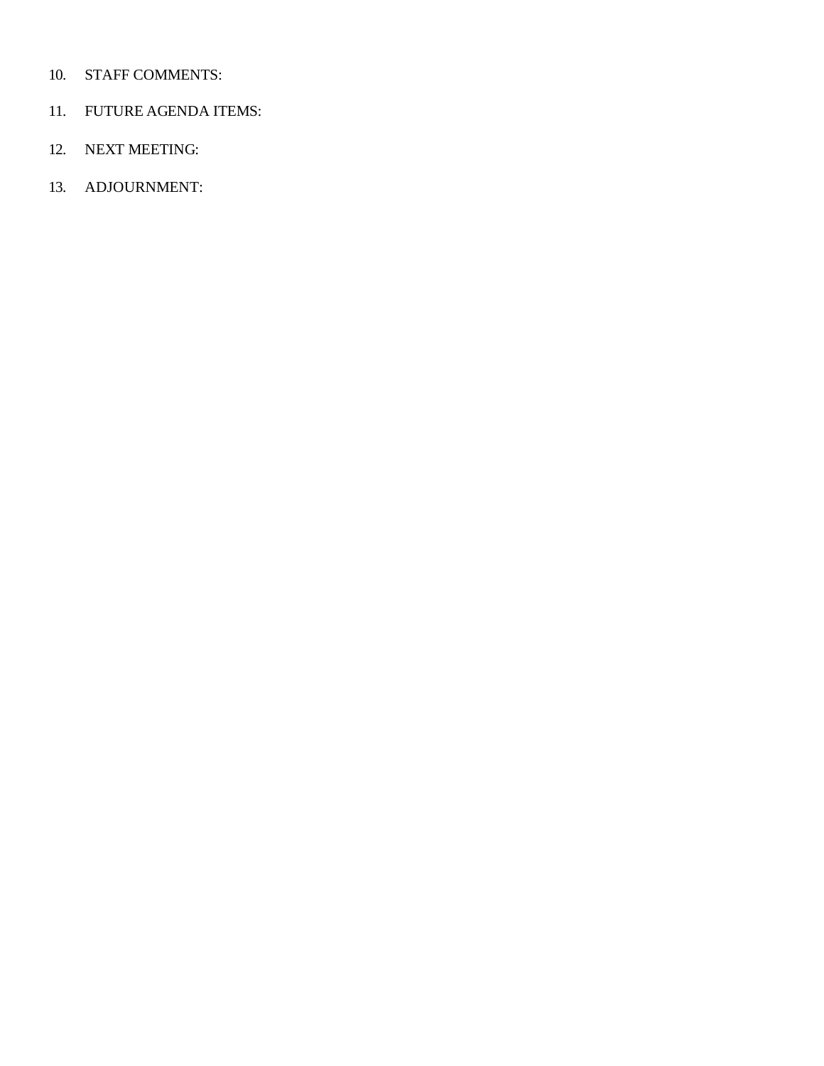10. STAFF COMMENTS:

11. FUTURE AGENDA ITEMS:

12. NEXT MEETING:

13. ADJOURNMENT: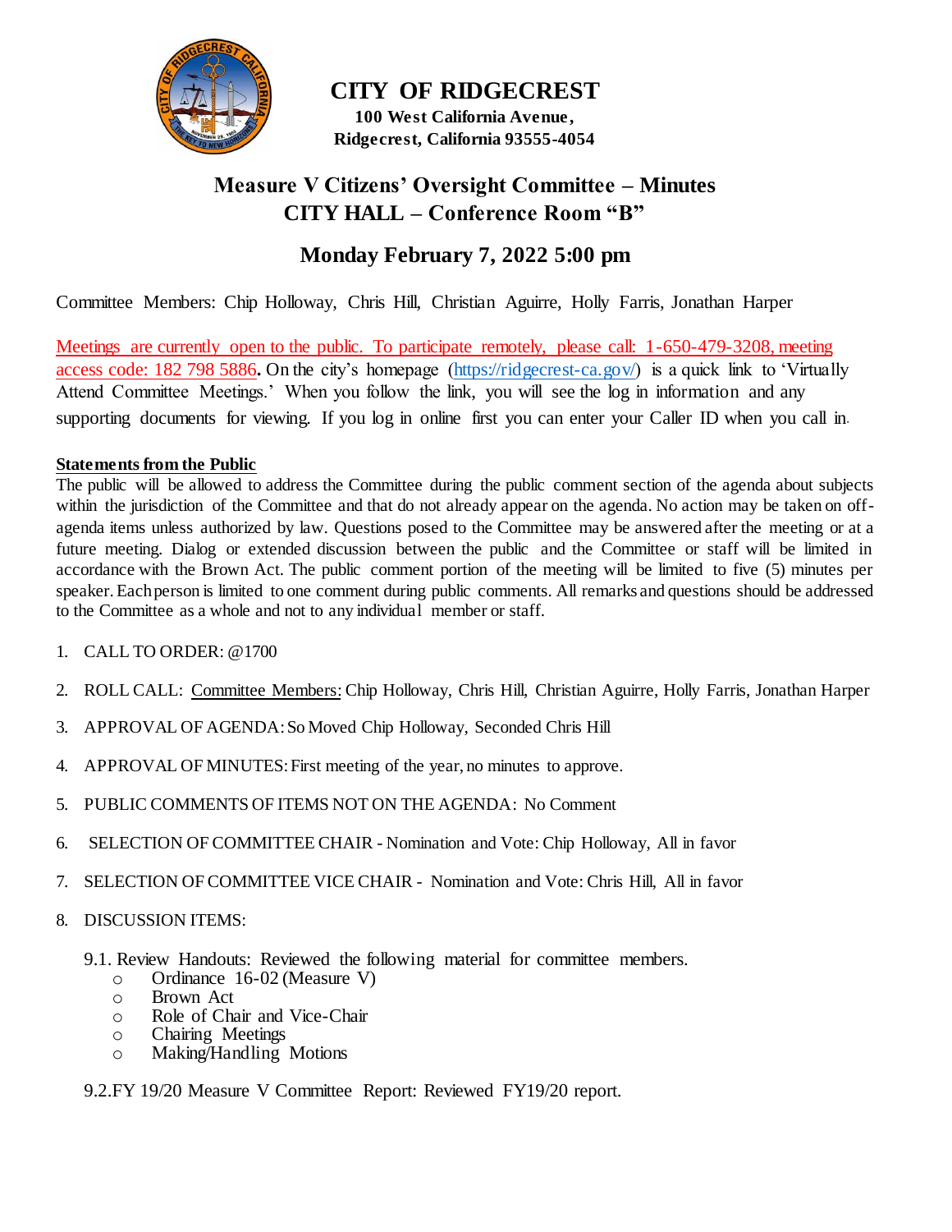# CITY OF RIDGECREST

**100 West California Avenue,**
**Ridgecrest, California 93555-4054**

## Measure V Citizens' Oversight Committee – Minutes
## CITY HALL – Conference Room "B"

## Monday February 7, 2022 5:00 pm

Committee Members: Chip Holloway, Chris Hill, Christian Aguirre, Holly Farris, Jonathan Harper

Meetings are currently open to the public. To participate remotely, please call: 1-650-479-3208, meeting access code: 182 798 5886**.** On the city's homepage (https://ridgecrest-ca.gov/) is a quick link to 'Virtually Attend Committee Meetings.' When you follow the link, you will see the log in information and any supporting documents for viewing. If you log in online first you can enter your Caller ID when you call in.

**Statements from the Public**

The public will be allowed to address the Committee during the public comment section of the agenda about subjects within the jurisdiction of the Committee and that do not already appear on the agenda. No action may be taken on off-agenda items unless authorized by law. Questions posed to the Committee may be answered after the meeting or at a future meeting. Dialog or extended discussion between the public and the Committee or staff will be limited in accordance with the Brown Act. The public comment portion of the meeting will be limited to five (5) minutes per speaker. Each person is limited to one comment during public comments. All remarks and questions should be addressed to the Committee as a whole and not to any individual member or staff.

1. CALL TO ORDER: @1700
2. ROLL CALL: Committee Members: Chip Holloway, Chris Hill, Christian Aguirre, Holly Farris, Jonathan Harper
3. APPROVAL OF AGENDA: So Moved Chip Holloway, Seconded Chris Hill
4. APPROVAL OF MINUTES: First meeting of the year, no minutes to approve.
5. PUBLIC COMMENTS OF ITEMS NOT ON THE AGENDA: No Comment
6. SELECTION OF COMMITTEE CHAIR - Nomination and Vote: Chip Holloway, All in favor
7. SELECTION OF COMMITTEE VICE CHAIR - Nomination and Vote: Chris Hill, All in favor
8. DISCUSSION ITEMS:

9.1. Review Handouts: Reviewed the following material for committee members.
- Ordinance 16-02 (Measure V)
- Brown Act
- Role of Chair and Vice-Chair
- Chairing Meetings
- Making/Handling Motions

9.2. FY 19/20 Measure V Committee Report: Reviewed FY19/20 report.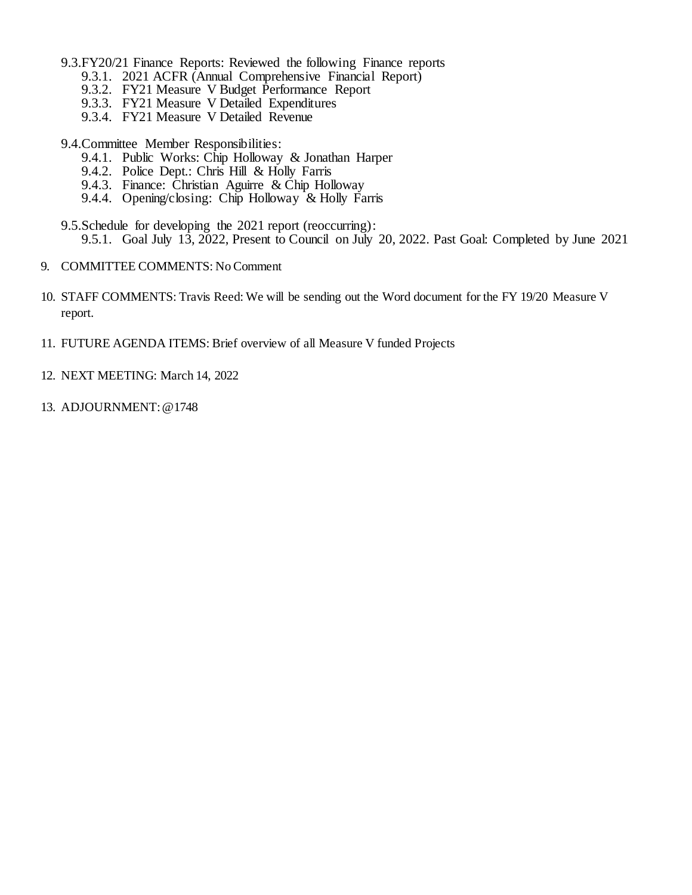9.3. FY20/21 Finance Reports: Reviewed the following Finance reports
   - 9.3.1. 2021 ACFR (Annual Comprehensive Financial Report)
   - 9.3.2. FY21 Measure V Budget Performance Report
   - 9.3.3. FY21 Measure V Detailed Expenditures
   - 9.3.4. FY21 Measure V Detailed Revenue

9.4. Committee Member Responsibilities:
   - 9.4.1. Public Works: Chip Holloway & Jonathan Harper
   - 9.4.2. Police Dept.: Chris Hill & Holly Farris
   - 9.4.3. Finance: Christian Aguirre & Chip Holloway
   - 9.4.4. Opening/closing: Chip Holloway & Holly Farris

9.5. Schedule for developing the 2021 report (reoccurring):
   - 9.5.1. Goal July 13, 2022, Present to Council on July 20, 2022. Past Goal: Completed by June 2021

9. COMMITTEE COMMENTS: No Comment

10. STAFF COMMENTS: Travis Reed: We will be sending out the Word document for the FY 19/20 Measure V report.

11. FUTURE AGENDA ITEMS: Brief overview of all Measure V funded Projects

12. NEXT MEETING: March 14, 2022

13. ADJOURNMENT: @1748